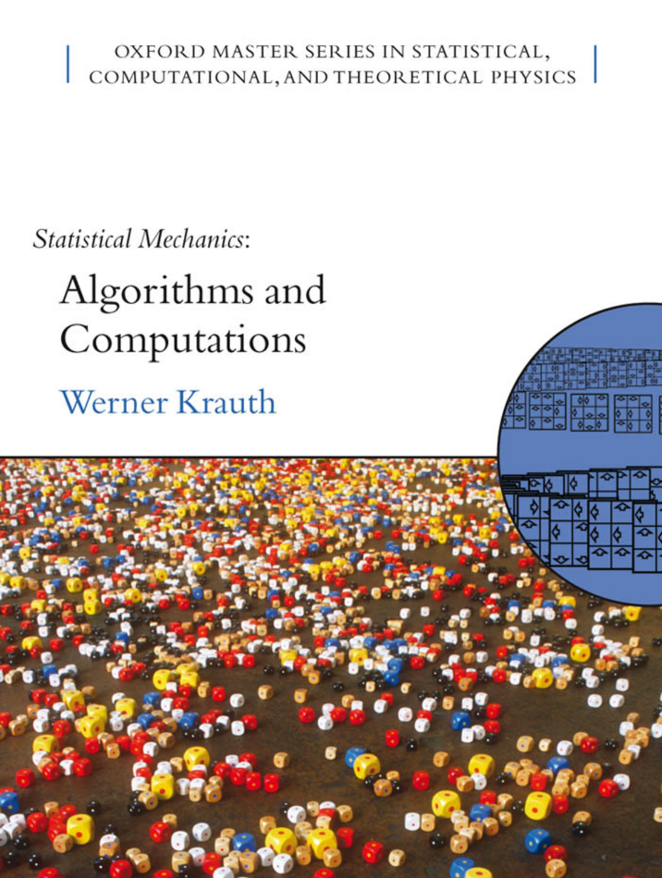OXFORD MASTER SERIES IN STATISTICAL, COMPUTATIONAL, AND THEORETICAL PHYSICS

*Statistical Mechanics:*

# Algorithms and Computations

## Werner Krauth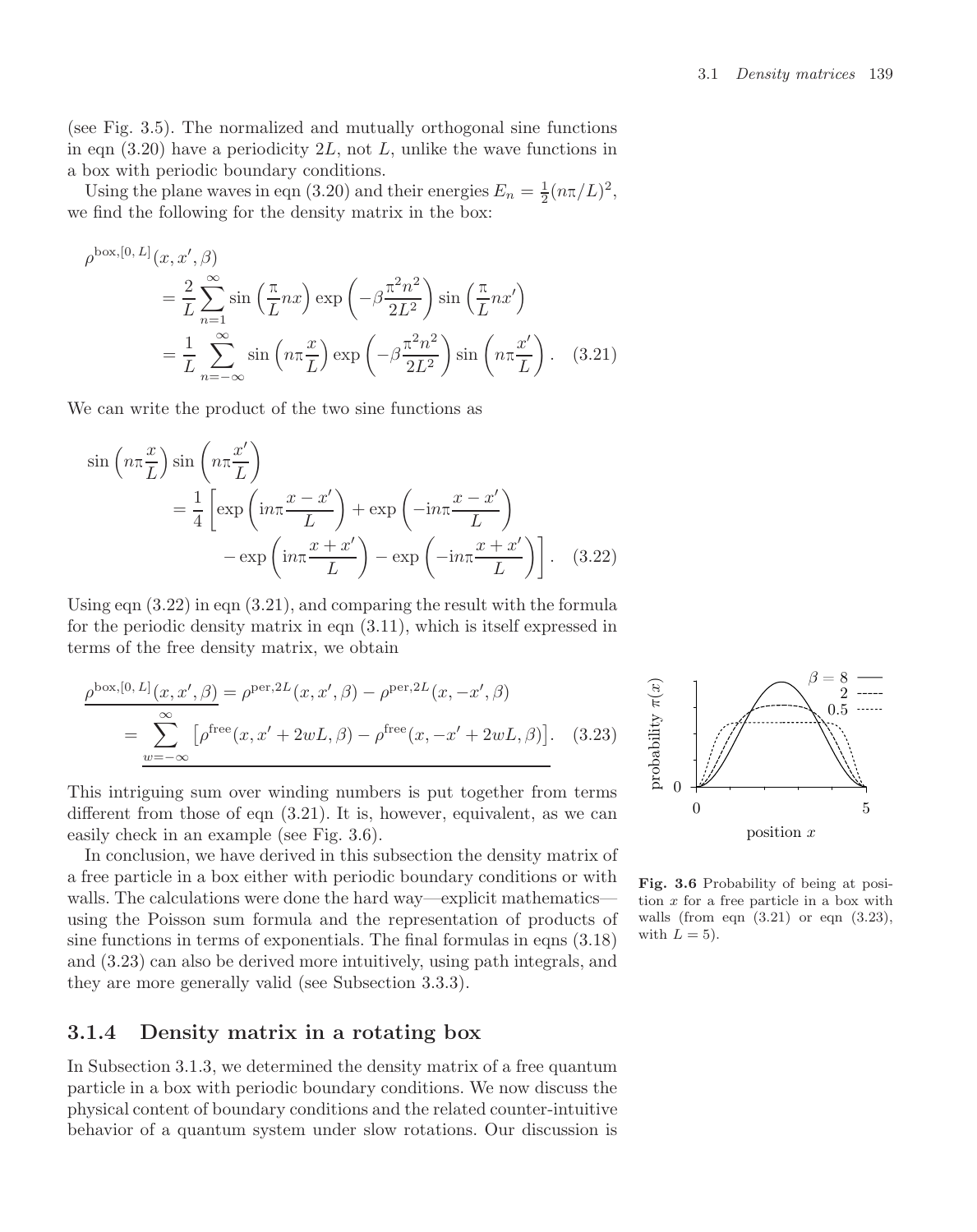(see Fig. 3.5). The normalized and mutually orthogonal sine functions in eqn (3.20) have a periodicity $2L$, not $L$, unlike the wave functions in a box with periodic boundary conditions.

Using the plane waves in eqn (3.20) and their energies $E_n = \frac{1}{2}(n\pi/L)^2$, we find the following for the density matrix in the box:

$$
\begin{aligned}
\rho^{\text{box},[0,L]}&(x, x', \beta) \\
&= \frac{2}{L} \sum_{n=1}^{\infty} \sin\left(\frac{\pi}{L} n x\right) \exp\left(-\beta \frac{\pi^2 n^2}{2L^2}\right) \sin\left(\frac{\pi}{L} n x'\right) \\
&= \frac{1}{L} \sum_{n=-\infty}^{\infty} \sin\left(n\pi \frac{x}{L}\right) \exp\left(-\beta \frac{\pi^2 n^2}{2L^2}\right) \sin\left(n\pi \frac{x'}{L}\right). \quad (3.21)
\end{aligned}
$$

We can write the product of the two sine functions as

$$
\begin{aligned}
\sin&\left(n\pi \frac{x}{L}\right) \sin\left(n\pi \frac{x'}{L}\right) \\
&= \frac{1}{4}\left[\exp\left(\mathrm{i}n\pi \frac{x-x'}{L}\right) + \exp\left(-\mathrm{i}n\pi \frac{x-x'}{L}\right)\right. \\
&\qquad \left. - \exp\left(\mathrm{i}n\pi \frac{x+x'}{L}\right) - \exp\left(-\mathrm{i}n\pi \frac{x+x'}{L}\right)\right]. \quad (3.22)
\end{aligned}
$$

Using eqn (3.22) in eqn (3.21), and comparing the result with the formula for the periodic density matrix in eqn (3.11), which is itself expressed in terms of the free density matrix, we obtain

$$
\begin{aligned}
\rho^{\text{box},[0,L]}(x, x', \beta) &= \rho^{\text{per},2L}(x, x', \beta) - \rho^{\text{per},2L}(x, -x', \beta) \\
&= \sum_{w=-\infty}^{\infty} \left[\rho^{\text{free}}(x, x' + 2wL, \beta) - \rho^{\text{free}}(x, -x' + 2wL, \beta)\right]. \quad (3.23)
\end{aligned}
$$

This intriguing sum over winding numbers is put together from terms different from those of eqn (3.21). It is, however, equivalent, as we can easily check in an example (see Fig. 3.6).

In conclusion, we have derived in this subsection the density matrix of a free particle in a box either with periodic boundary conditions or with walls. The calculations were done the hard way—explicit mathematics—using the Poisson sum formula and the representation of products of sine functions in terms of exponentials. The final formulas in eqns (3.18) and (3.23) can also be derived more intuitively, using path integrals, and they are more generally valid (see Subsection 3.3.3).

**Fig. 3.6** Probability of being at position $x$ for a free particle in a box with walls (from eqn (3.21) or eqn (3.23), with $L = 5$).

### 3.1.4 Density matrix in a rotating box

In Subsection 3.1.3, we determined the density matrix of a free quantum particle in a box with periodic boundary conditions. We now discuss the physical content of boundary conditions and the related counter-intuitive behavior of a quantum system under slow rotations. Our discussion is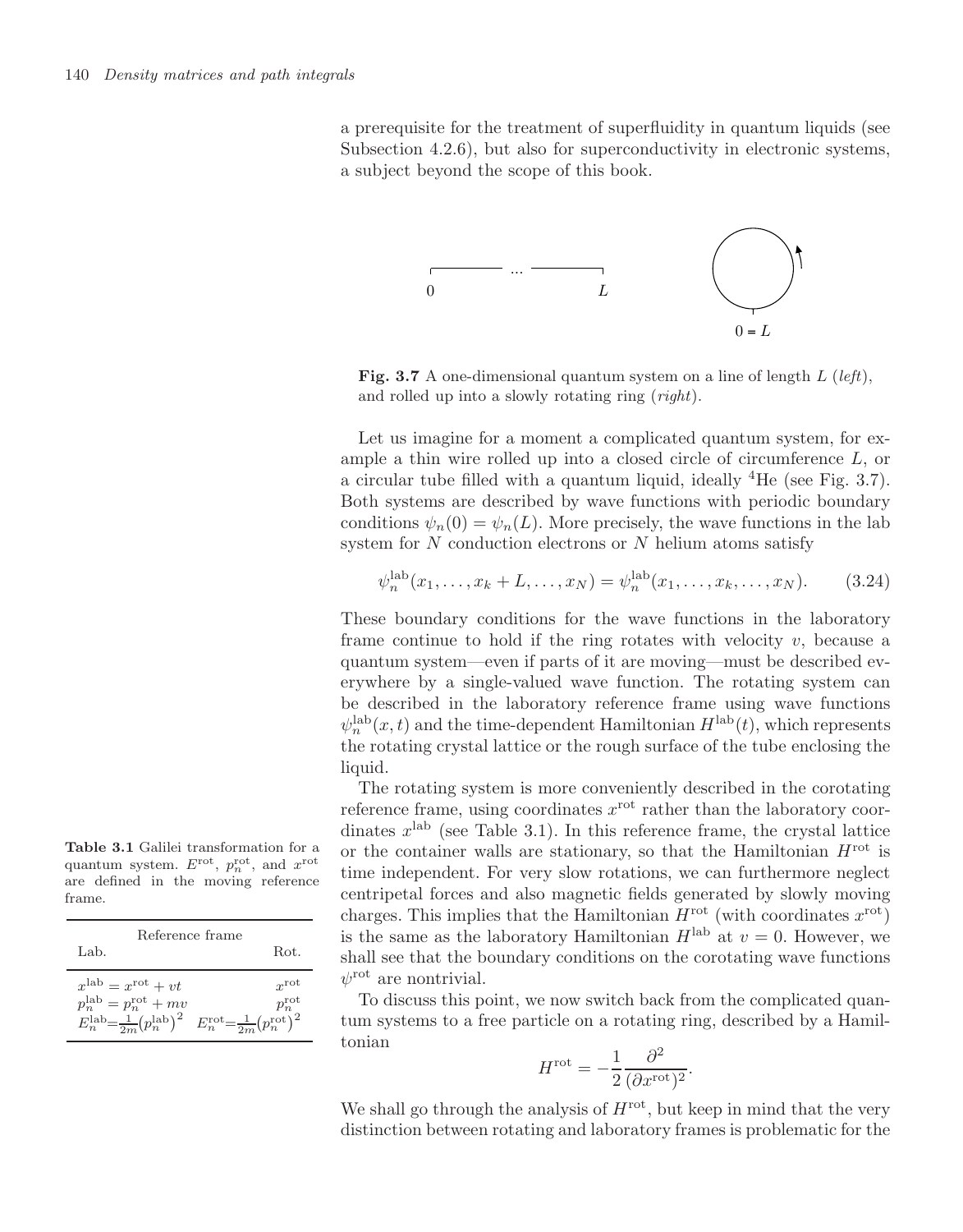a prerequisite for the treatment of superfluidity in quantum liquids (see Subsection 4.2.6), but also for superconductivity in electronic systems, a subject beyond the scope of this book.

**Fig. 3.7** A one-dimensional quantum system on a line of length $L$ (*left*), and rolled up into a slowly rotating ring (*right*).

Let us imagine for a moment a complicated quantum system, for example a thin wire rolled up into a closed circle of circumference $L$, or a circular tube filled with a quantum liquid, ideally $^4$He (see Fig. 3.7). Both systems are described by wave functions with periodic boundary conditions $\psi_n(0) = \psi_n(L)$. More precisely, the wave functions in the lab system for $N$ conduction electrons or $N$ helium atoms satisfy

$$\psi_n^{\text{lab}}(x_1, \ldots, x_k + L, \ldots, x_N) = \psi_n^{\text{lab}}(x_1, \ldots, x_k, \ldots, x_N). \qquad (3.24)$$

These boundary conditions for the wave functions in the laboratory frame continue to hold if the ring rotates with velocity $v$, because a quantum system—even if parts of it are moving—must be described everywhere by a single-valued wave function. The rotating system can be described in the laboratory reference frame using wave functions $\psi_n^{\text{lab}}(x, t)$ and the time-dependent Hamiltonian $H^{\text{lab}}(t)$, which represents the rotating crystal lattice or the rough surface of the tube enclosing the liquid.

The rotating system is more conveniently described in the corotating reference frame, using coordinates $x^{\text{rot}}$ rather than the laboratory coordinates $x^{\text{lab}}$ (see Table 3.1). In this reference frame, the crystal lattice or the container walls are stationary, so that the Hamiltonian $H^{\text{rot}}$ is time independent. For very slow rotations, we can furthermore neglect centripetal forces and also magnetic fields generated by slowly moving charges. This implies that the Hamiltonian $H^{\text{rot}}$ (with coordinates $x^{\text{rot}}$) is the same as the laboratory Hamiltonian $H^{\text{lab}}$ at $v = 0$. However, we shall see that the boundary conditions on the corotating wave functions $\psi^{\text{rot}}$ are nontrivial.

**Table 3.1** Galilei transformation for a quantum system. $E^{\text{rot}}$, $p_n^{\text{rot}}$, and $x^{\text{rot}}$ are defined in the moving reference frame.

| Reference frame | |
|---|---|
| Lab. | Rot. |
| $x^{\text{lab}} = x^{\text{rot}} + vt$ | $x^{\text{rot}}$ |
| $p_n^{\text{lab}} = p_n^{\text{rot}} + mv$ | $p_n^{\text{rot}}$ |
| $E_n^{\text{lab}} = \frac{1}{2m}\left(p_n^{\text{lab}}\right)^2$ | $E_n^{\text{rot}} = \frac{1}{2m}\left(p_n^{\text{rot}}\right)^2$ |

To discuss this point, we now switch back from the complicated quantum systems to a free particle on a rotating ring, described by a Hamiltonian

$$H^{\text{rot}} = -\frac{1}{2}\frac{\partial^2}{(\partial x^{\text{rot}})^2}.$$

We shall go through the analysis of $H^{\text{rot}}$, but keep in mind that the very distinction between rotating and laboratory frames is problematic for the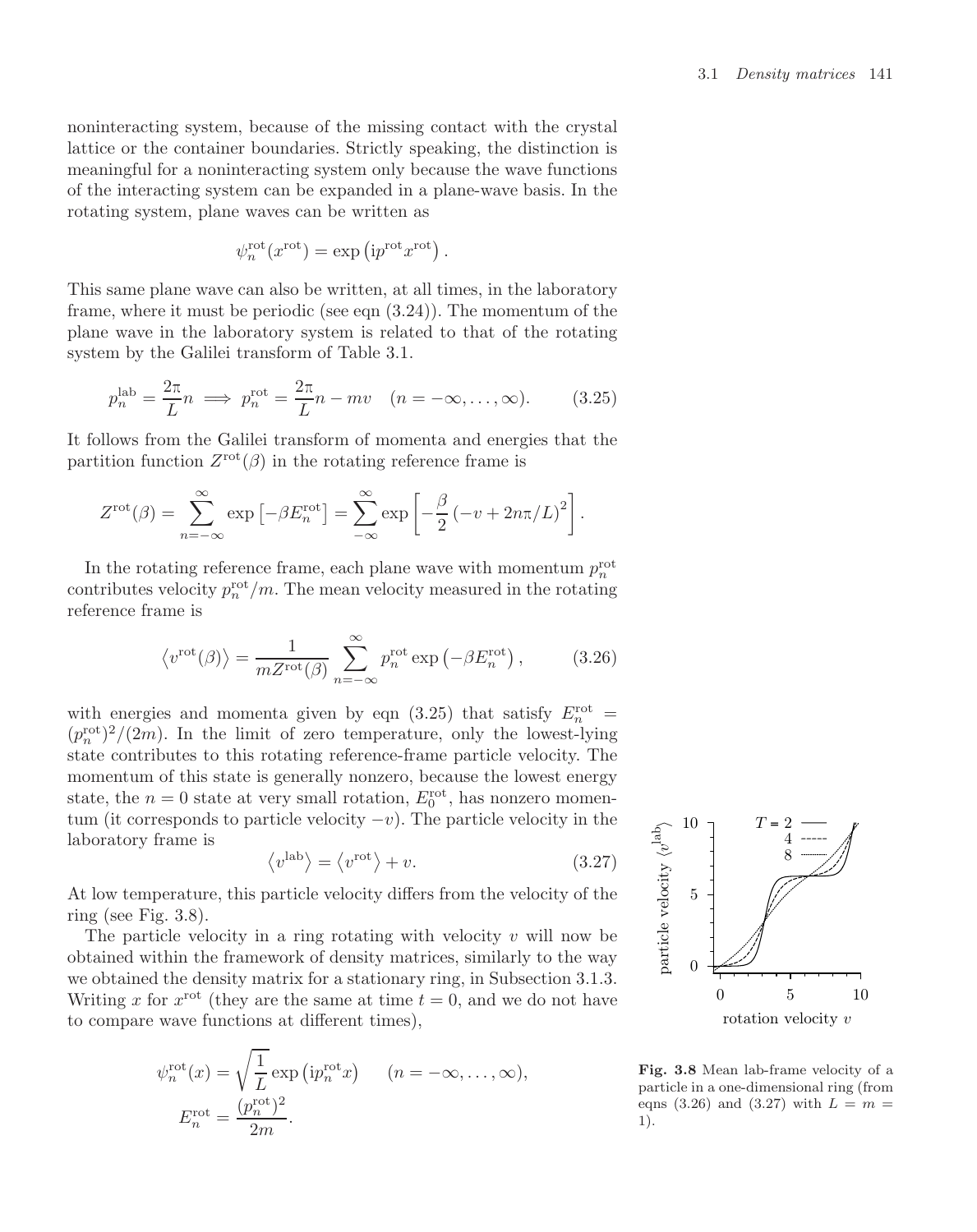noninteracting system, because of the missing contact with the crystal lattice or the container boundaries. Strictly speaking, the distinction is meaningful for a noninteracting system only because the wave functions of the interacting system can be expanded in a plane-wave basis. In the rotating system, plane waves can be written as

$$\psi_n^{\rm rot}(x^{\rm rot}) = \exp\left(\mathrm{i}p^{\rm rot}x^{\rm rot}\right).$$

This same plane wave can also be written, at all times, in the laboratory frame, where it must be periodic (see eqn (3.24)). The momentum of the plane wave in the laboratory system is related to that of the rotating system by the Galilei transform of Table 3.1.

$$p_n^{\rm lab} = \frac{2\pi}{L}n \implies p_n^{\rm rot} = \frac{2\pi}{L}n - mv \quad (n = -\infty, \ldots, \infty). \tag{3.25}$$

It follows from the Galilei transform of momenta and energies that the partition function $Z^{\rm rot}(\beta)$ in the rotating reference frame is

$$Z^{\rm rot}(\beta) = \sum_{n=-\infty}^{\infty} \exp\left[-\beta E_n^{\rm rot}\right] = \sum_{-\infty}^{\infty} \exp\left[-\frac{\beta}{2}\left(-v + 2n\pi/L\right)^2\right].$$

In the rotating reference frame, each plane wave with momentum $p_n^{\rm rot}$ contributes velocity $p_n^{\rm rot}/m$. The mean velocity measured in the rotating reference frame is

$$\left\langle v^{\rm rot}(\beta)\right\rangle = \frac{1}{mZ^{\rm rot}(\beta)}\sum_{n=-\infty}^{\infty} p_n^{\rm rot}\exp\left(-\beta E_n^{\rm rot}\right), \tag{3.26}$$

with energies and momenta given by eqn (3.25) that satisfy $E_n^{\rm rot} = (p_n^{\rm rot})^2/(2m)$. In the limit of zero temperature, only the lowest-lying state contributes to this rotating reference-frame particle velocity. The momentum of this state is generally nonzero, because the lowest energy state, the $n = 0$ state at very small rotation, $E_0^{\rm rot}$, has nonzero momentum (it corresponds to particle velocity $-v$). The particle velocity in the laboratory frame is

$$\left\langle v^{\rm lab}\right\rangle = \left\langle v^{\rm rot}\right\rangle + v. \tag{3.27}$$

At low temperature, this particle velocity differs from the velocity of the ring (see Fig. 3.8).

The particle velocity in a ring rotating with velocity $v$ will now be obtained within the framework of density matrices, similarly to the way we obtained the density matrix for a stationary ring, in Subsection 3.1.3. Writing $x$ for $x^{\rm rot}$ (they are the same at time $t = 0$, and we do not have to compare wave functions at different times),

$$\psi_n^{\rm rot}(x) = \sqrt{\frac{1}{L}}\exp\left(\mathrm{i}p_n^{\rm rot}x\right) \qquad (n = -\infty, \ldots, \infty),$$
$$E_n^{\rm rot} = \frac{(p_n^{\rm rot})^2}{2m}.$$

T = 2
4
8
particle velocity $\langle v^{\rm lab}\rangle$
10
5
0
0
5
10
rotation velocity $v$

**Fig. 3.8** Mean lab-frame velocity of a particle in a one-dimensional ring (from eqns (3.26) and (3.27) with $L = m = 1$).